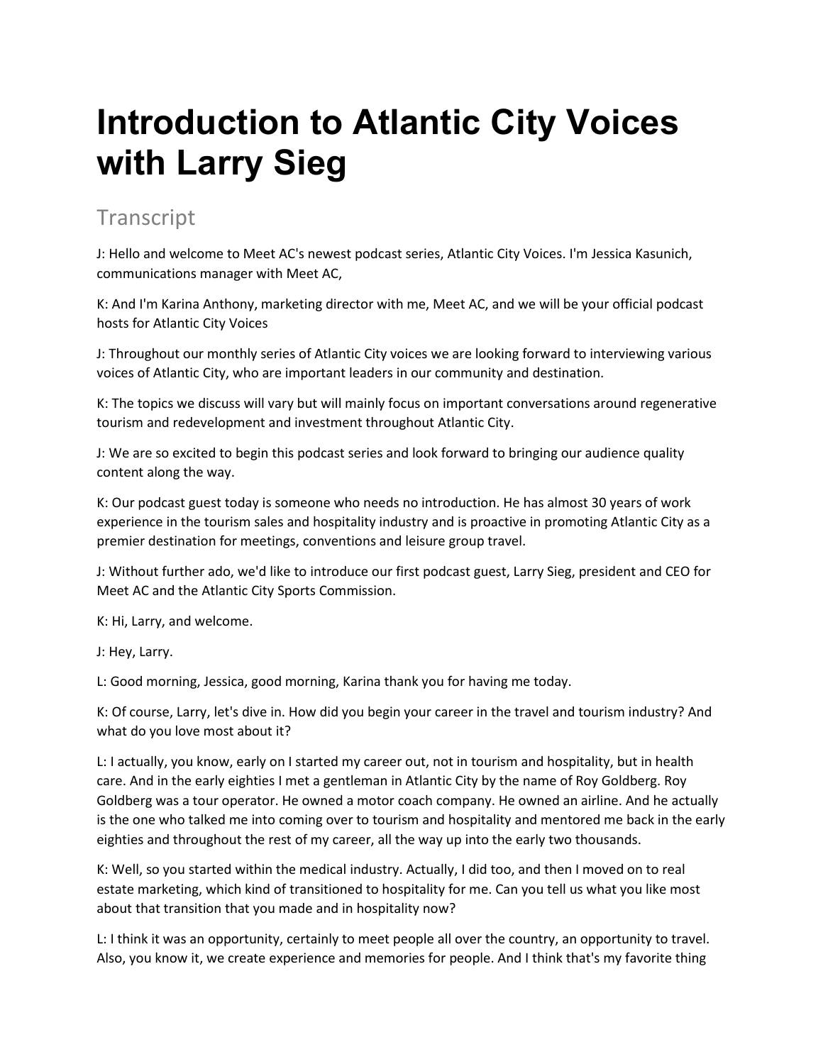# Introduction to Atlantic City Voices with Larry Sieg

## Transcript

J: Hello and welcome to Meet AC's newest podcast series, Atlantic City Voices. I'm Jessica Kasunich, communications manager with Meet AC,

K: And I'm Karina Anthony, marketing director with me, Meet AC, and we will be your official podcast hosts for Atlantic City Voices

J: Throughout our monthly series of Atlantic City voices we are looking forward to interviewing various voices of Atlantic City, who are important leaders in our community and destination.

K: The topics we discuss will vary but will mainly focus on important conversations around regenerative tourism and redevelopment and investment throughout Atlantic City.

J: We are so excited to begin this podcast series and look forward to bringing our audience quality content along the way.

K: Our podcast guest today is someone who needs no introduction. He has almost 30 years of work experience in the tourism sales and hospitality industry and is proactive in promoting Atlantic City as a premier destination for meetings, conventions and leisure group travel.

J: Without further ado, we'd like to introduce our first podcast guest, Larry Sieg, president and CEO for Meet AC and the Atlantic City Sports Commission.

K: Hi, Larry, and welcome.

J: Hey, Larry.

L: Good morning, Jessica, good morning, Karina thank you for having me today.

K: Of course, Larry, let's dive in. How did you begin your career in the travel and tourism industry? And what do you love most about it?

L: I actually, you know, early on I started my career out, not in tourism and hospitality, but in health care. And in the early eighties I met a gentleman in Atlantic City by the name of Roy Goldberg. Roy Goldberg was a tour operator. He owned a motor coach company. He owned an airline. And he actually is the one who talked me into coming over to tourism and hospitality and mentored me back in the early eighties and throughout the rest of my career, all the way up into the early two thousands.

K: Well, so you started within the medical industry. Actually, I did too, and then I moved on to real estate marketing, which kind of transitioned to hospitality for me. Can you tell us what you like most about that transition that you made and in hospitality now?

L: I think it was an opportunity, certainly to meet people all over the country, an opportunity to travel. Also, you know it, we create experience and memories for people. And I think that's my favorite thing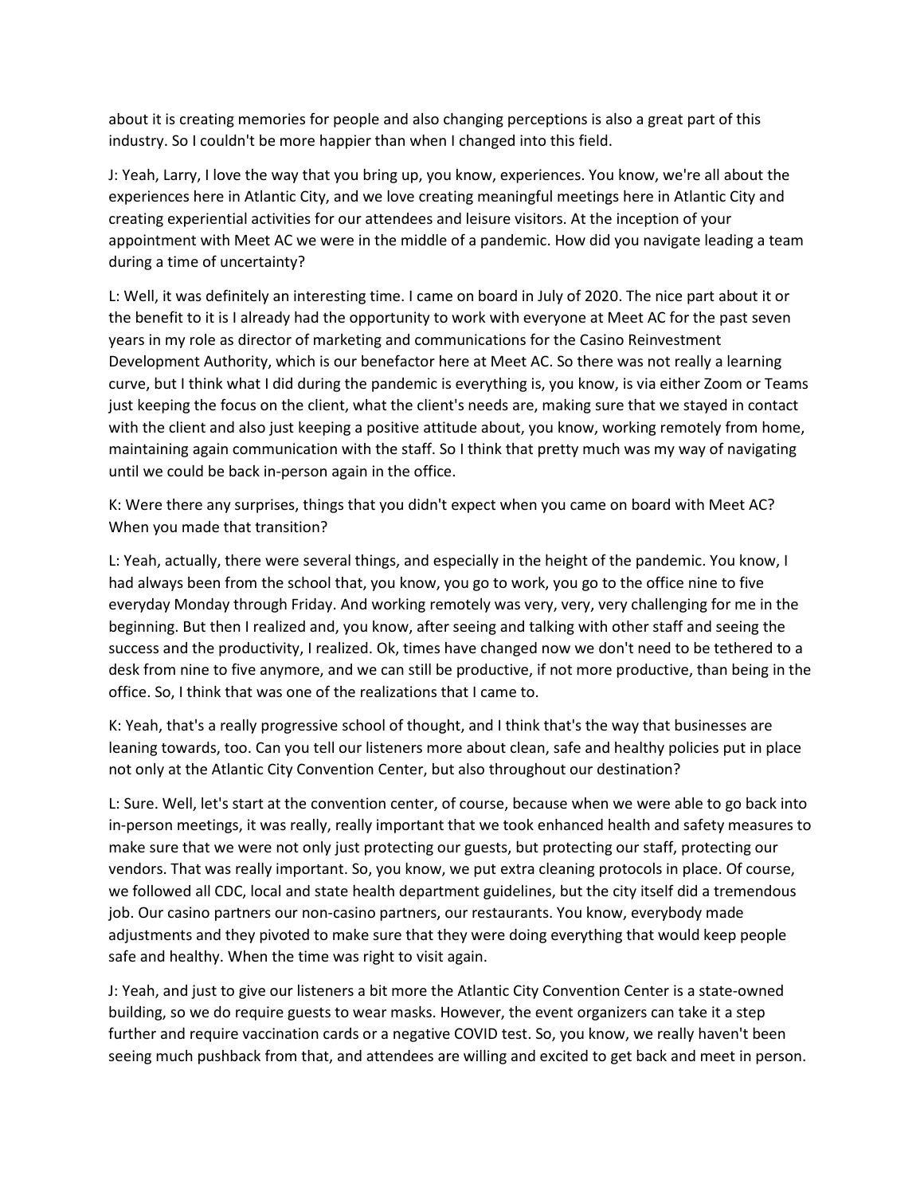about it is creating memories for people and also changing perceptions is also a great part of this industry. So I couldn't be more happier than when I changed into this field.

J: Yeah, Larry, I love the way that you bring up, you know, experiences. You know, we're all about the experiences here in Atlantic City, and we love creating meaningful meetings here in Atlantic City and creating experiential activities for our attendees and leisure visitors. At the inception of your appointment with Meet AC we were in the middle of a pandemic. How did you navigate leading a team during a time of uncertainty?

L: Well, it was definitely an interesting time. I came on board in July of 2020. The nice part about it or the benefit to it is I already had the opportunity to work with everyone at Meet AC for the past seven years in my role as director of marketing and communications for the Casino Reinvestment Development Authority, which is our benefactor here at Meet AC. So there was not really a learning curve, but I think what I did during the pandemic is everything is, you know, is via either Zoom or Teams just keeping the focus on the client, what the client's needs are, making sure that we stayed in contact with the client and also just keeping a positive attitude about, you know, working remotely from home, maintaining again communication with the staff. So I think that pretty much was my way of navigating until we could be back in-person again in the office.

K: Were there any surprises, things that you didn't expect when you came on board with Meet AC? When you made that transition?

L: Yeah, actually, there were several things, and especially in the height of the pandemic. You know, I had always been from the school that, you know, you go to work, you go to the office nine to five everyday Monday through Friday. And working remotely was very, very, very challenging for me in the beginning. But then I realized and, you know, after seeing and talking with other staff and seeing the success and the productivity, I realized. Ok, times have changed now we don't need to be tethered to a desk from nine to five anymore, and we can still be productive, if not more productive, than being in the office. So, I think that was one of the realizations that I came to.

K: Yeah, that's a really progressive school of thought, and I think that's the way that businesses are leaning towards, too. Can you tell our listeners more about clean, safe and healthy policies put in place not only at the Atlantic City Convention Center, but also throughout our destination?

L: Sure. Well, let's start at the convention center, of course, because when we were able to go back into in-person meetings, it was really, really important that we took enhanced health and safety measures to make sure that we were not only just protecting our guests, but protecting our staff, protecting our vendors. That was really important. So, you know, we put extra cleaning protocols in place. Of course, we followed all CDC, local and state health department guidelines, but the city itself did a tremendous job. Our casino partners our non-casino partners, our restaurants. You know, everybody made adjustments and they pivoted to make sure that they were doing everything that would keep people safe and healthy. When the time was right to visit again.

J: Yeah, and just to give our listeners a bit more the Atlantic City Convention Center is a state-owned building, so we do require guests to wear masks. However, the event organizers can take it a step further and require vaccination cards or a negative COVID test. So, you know, we really haven't been seeing much pushback from that, and attendees are willing and excited to get back and meet in person.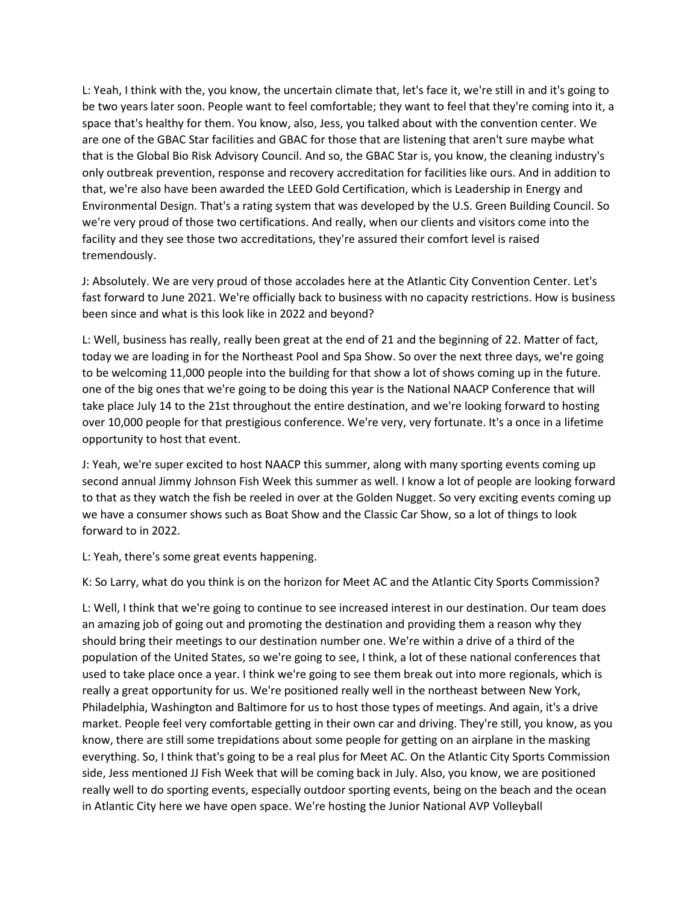L: Yeah, I think with the, you know, the uncertain climate that, let's face it, we're still in and it's going to be two years later soon. People want to feel comfortable; they want to feel that they're coming into it, a space that's healthy for them. You know, also, Jess, you talked about with the convention center. We are one of the GBAC Star facilities and GBAC for those that are listening that aren't sure maybe what that is the Global Bio Risk Advisory Council. And so, the GBAC Star is, you know, the cleaning industry's only outbreak prevention, response and recovery accreditation for facilities like ours. And in addition to that, we're also have been awarded the LEED Gold Certification, which is Leadership in Energy and Environmental Design. That's a rating system that was developed by the U.S. Green Building Council. So we're very proud of those two certifications. And really, when our clients and visitors come into the facility and they see those two accreditations, they're assured their comfort level is raised tremendously.

J: Absolutely. We are very proud of those accolades here at the Atlantic City Convention Center. Let's fast forward to June 2021. We're officially back to business with no capacity restrictions. How is business been since and what is this look like in 2022 and beyond?

L: Well, business has really, really been great at the end of 21 and the beginning of 22. Matter of fact, today we are loading in for the Northeast Pool and Spa Show. So over the next three days, we're going to be welcoming 11,000 people into the building for that show a lot of shows coming up in the future. one of the big ones that we're going to be doing this year is the National NAACP Conference that will take place July 14 to the 21st throughout the entire destination, and we're looking forward to hosting over 10,000 people for that prestigious conference. We're very, very fortunate. It's a once in a lifetime opportunity to host that event.

J: Yeah, we're super excited to host NAACP this summer, along with many sporting events coming up second annual Jimmy Johnson Fish Week this summer as well. I know a lot of people are looking forward to that as they watch the fish be reeled in over at the Golden Nugget. So very exciting events coming up we have a consumer shows such as Boat Show and the Classic Car Show, so a lot of things to look forward to in 2022.

L: Yeah, there's some great events happening.

K: So Larry, what do you think is on the horizon for Meet AC and the Atlantic City Sports Commission?

L: Well, I think that we're going to continue to see increased interest in our destination. Our team does an amazing job of going out and promoting the destination and providing them a reason why they should bring their meetings to our destination number one. We're within a drive of a third of the population of the United States, so we're going to see, I think, a lot of these national conferences that used to take place once a year. I think we're going to see them break out into more regionals, which is really a great opportunity for us. We're positioned really well in the northeast between New York, Philadelphia, Washington and Baltimore for us to host those types of meetings. And again, it's a drive market. People feel very comfortable getting in their own car and driving. They're still, you know, as you know, there are still some trepidations about some people for getting on an airplane in the masking everything. So, I think that's going to be a real plus for Meet AC. On the Atlantic City Sports Commission side, Jess mentioned JJ Fish Week that will be coming back in July. Also, you know, we are positioned really well to do sporting events, especially outdoor sporting events, being on the beach and the ocean in Atlantic City here we have open space. We're hosting the Junior National AVP Volleyball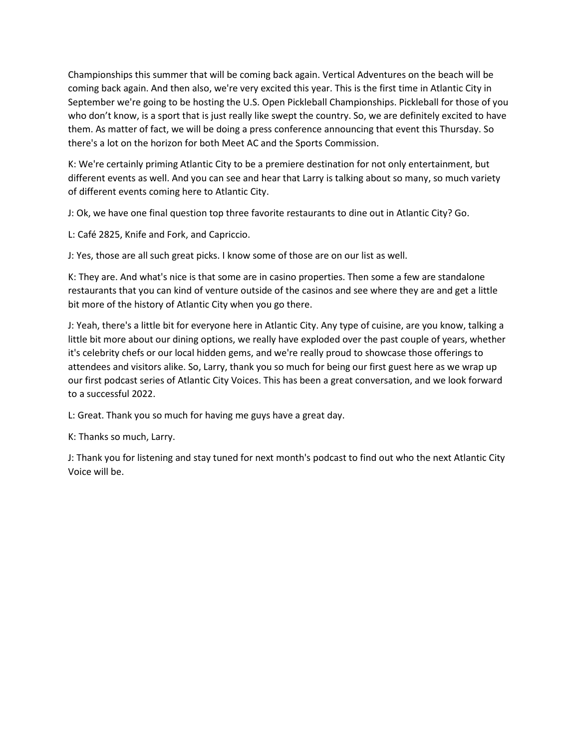Championships this summer that will be coming back again. Vertical Adventures on the beach will be coming back again. And then also, we're very excited this year. This is the first time in Atlantic City in September we're going to be hosting the U.S. Open Pickleball Championships. Pickleball for those of you who don't know, is a sport that is just really like swept the country. So, we are definitely excited to have them. As matter of fact, we will be doing a press conference announcing that event this Thursday. So there's a lot on the horizon for both Meet AC and the Sports Commission.

K: We're certainly priming Atlantic City to be a premiere destination for not only entertainment, but different events as well. And you can see and hear that Larry is talking about so many, so much variety of different events coming here to Atlantic City.

J: Ok, we have one final question top three favorite restaurants to dine out in Atlantic City? Go.

L: Café 2825, Knife and Fork, and Capriccio.

J: Yes, those are all such great picks. I know some of those are on our list as well.

K: They are. And what's nice is that some are in casino properties. Then some a few are standalone restaurants that you can kind of venture outside of the casinos and see where they are and get a little bit more of the history of Atlantic City when you go there.

J: Yeah, there's a little bit for everyone here in Atlantic City. Any type of cuisine, are you know, talking a little bit more about our dining options, we really have exploded over the past couple of years, whether it's celebrity chefs or our local hidden gems, and we're really proud to showcase those offerings to attendees and visitors alike. So, Larry, thank you so much for being our first guest here as we wrap up our first podcast series of Atlantic City Voices. This has been a great conversation, and we look forward to a successful 2022.

L: Great. Thank you so much for having me guys have a great day.

K: Thanks so much, Larry.

J: Thank you for listening and stay tuned for next month's podcast to find out who the next Atlantic City Voice will be.